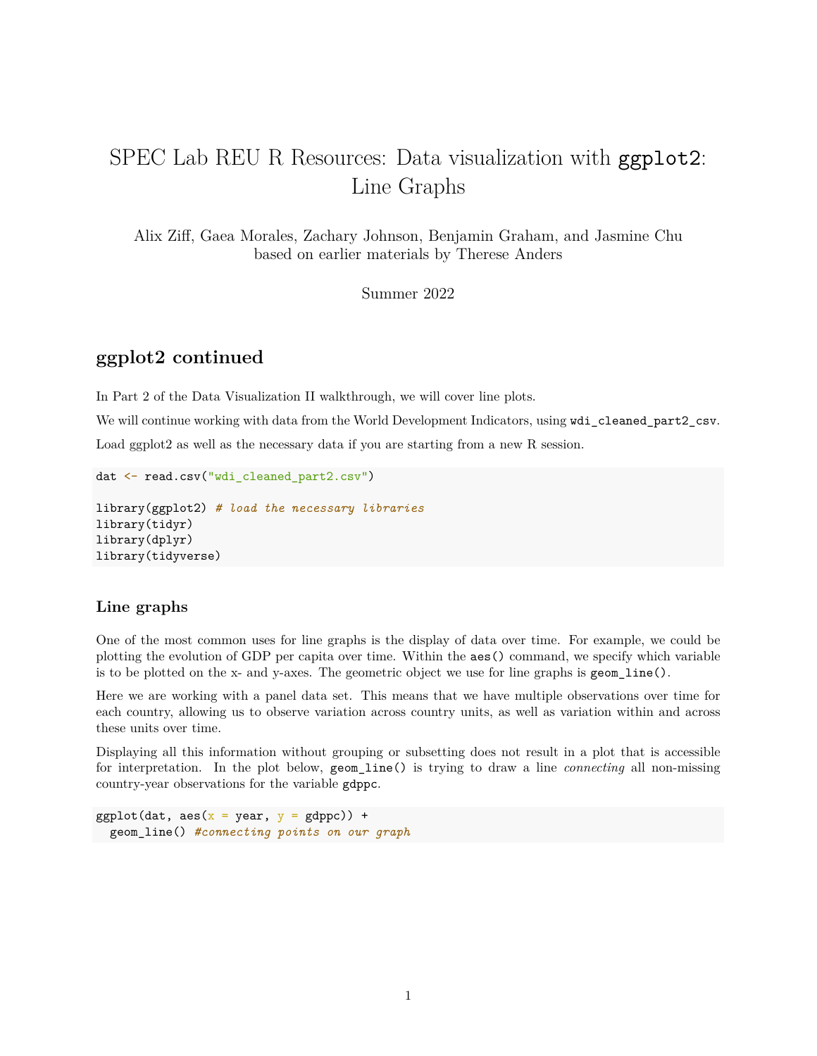# SPEC Lab REU R Resources: Data visualization with `ggplot2`: Line Graphs

Alix Ziff, Gaea Morales, Zachary Johnson, Benjamin Graham, and Jasmine Chu
based on earlier materials by Therese Anders

Summer 2022

## ggplot2 continued

In Part 2 of the Data Visualization II walkthrough, we will cover line plots.

We will continue working with data from the World Development Indicators, using `wdi_cleaned_part2_csv`.

Load ggplot2 as well as the necessary data if you are starting from a new R session.

```
dat <- read.csv("wdi_cleaned_part2.csv")

library(ggplot2) # load the necessary libraries
library(tidyr)
library(dplyr)
library(tidyverse)
```

### Line graphs

One of the most common uses for line graphs is the display of data over time. For example, we could be plotting the evolution of GDP per capita over time. Within the `aes()` command, we specify which variable is to be plotted on the x- and y-axes. The geometric object we use for line graphs is `geom_line()`.

Here we are working with a panel data set. This means that we have multiple observations over time for each country, allowing us to observe variation across country units, as well as variation within and across these units over time.

Displaying all this information without grouping or subsetting does not result in a plot that is accessible for interpretation. In the plot below, `geom_line()` is trying to draw a line *connecting* all non-missing country-year observations for the variable `gdppc`.

```
ggplot(dat, aes(x = year, y = gdppc)) +
  geom_line() #connecting points on our graph
```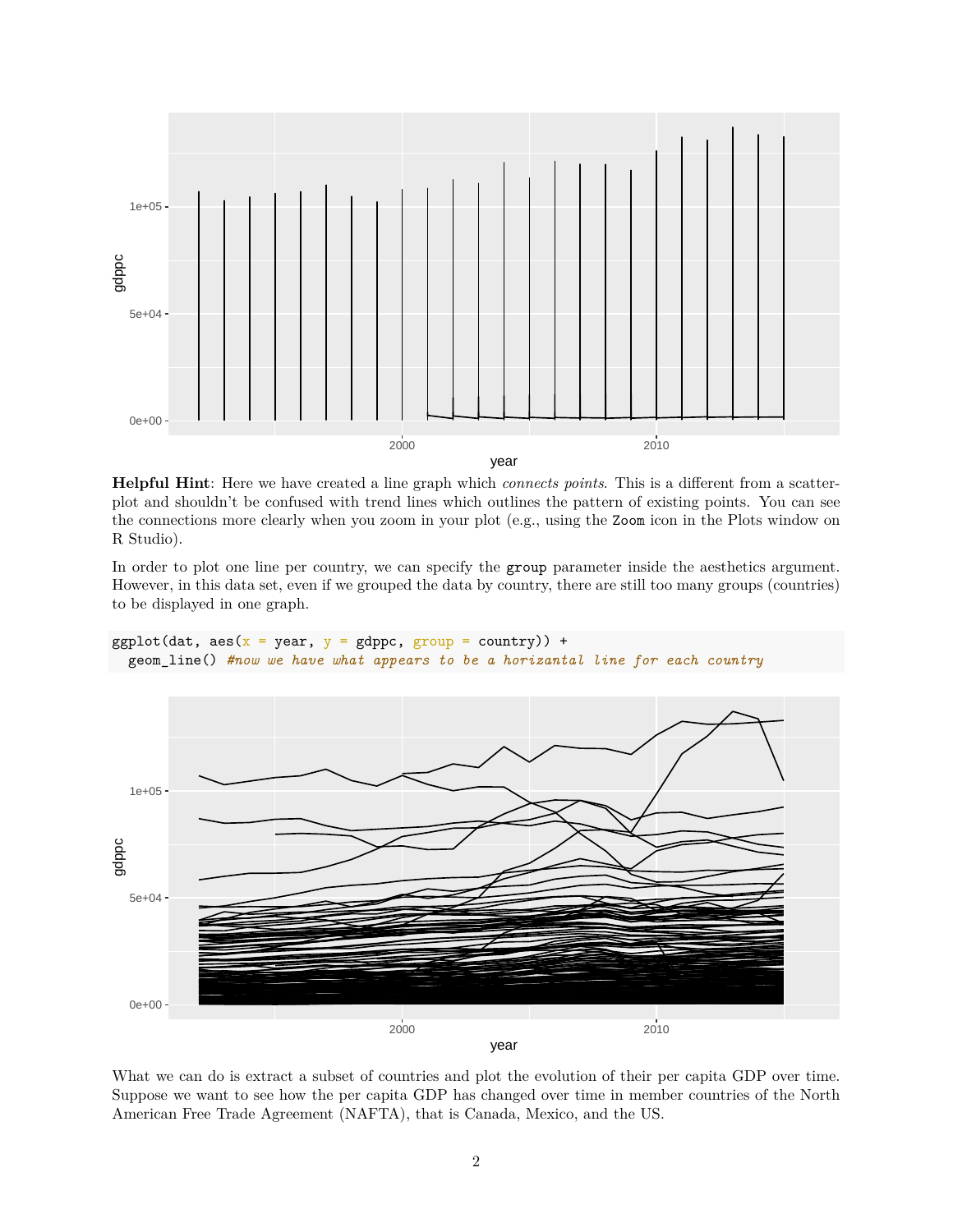**Helpful Hint**: Here we have created a line graph which *connects points*. This is a different from a scatterplot and shouldn't be confused with trend lines which outlines the pattern of existing points. You can see the connections more clearly when you zoom in your plot (e.g., using the `Zoom` icon in the Plots window on R Studio).

In order to plot one line per country, we can specify the `group` parameter inside the aesthetics argument. However, in this data set, even if we grouped the data by country, there are still too many groups (countries) to be displayed in one graph.

```
ggplot(dat, aes(x = year, y = gdppc, group = country)) +
  geom_line() #now we have what appears to be a horizantal line for each country
```

What we can do is extract a subset of countries and plot the evolution of their per capita GDP over time. Suppose we want to see how the per capita GDP has changed over time in member countries of the North American Free Trade Agreement (NAFTA), that is Canada, Mexico, and the US.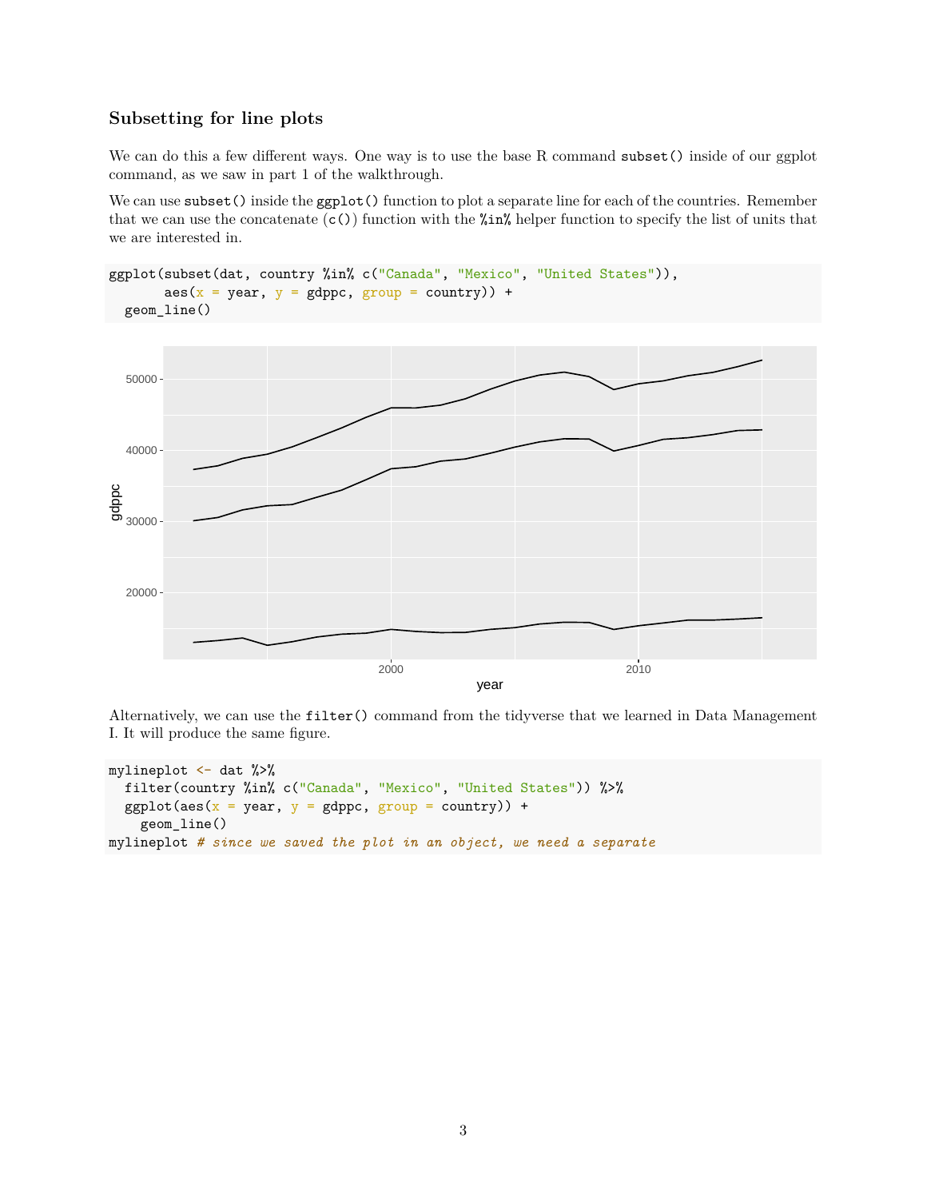### Subsetting for line plots

We can do this a few different ways. One way is to use the base R command `subset()` inside of our ggplot command, as we saw in part 1 of the walkthrough.

We can use `subset()` inside the `ggplot()` function to plot a separate line for each of the countries. Remember that we can use the concatenate (`c()`) function with the `%in%` helper function to specify the list of units that we are interested in.

```
ggplot(subset(dat, country %in% c("Canada", "Mexico", "United States")),
       aes(x = year, y = gdppc, group = country)) +
  geom_line()
```

Alternatively, we can use the `filter()` command from the tidyverse that we learned in Data Management I. It will produce the same figure.

```
mylineplot <- dat %>%
  filter(country %in% c("Canada", "Mexico", "United States")) %>%
  ggplot(aes(x = year, y = gdppc, group = country)) +
    geom_line()
mylineplot # since we saved the plot in an object, we need a separate
```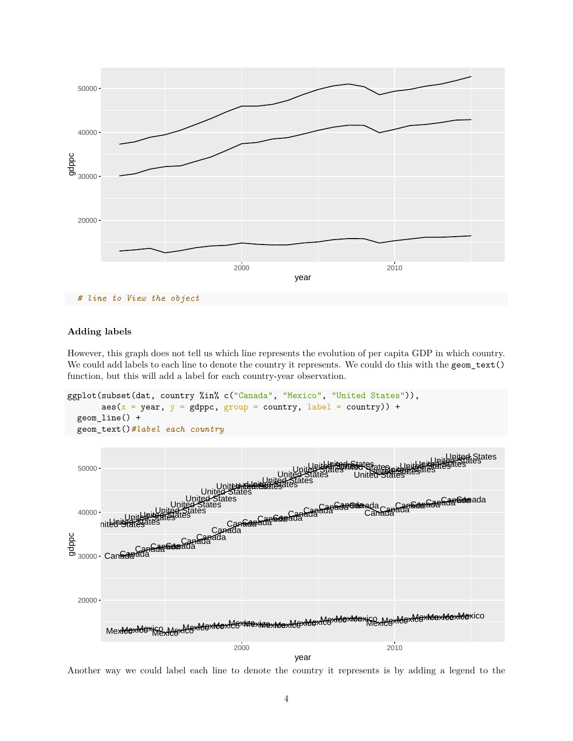```
# line to View the object
```

#### Adding labels

However, this graph does not tell us which line represents the evolution of per capita GDP in which country. We could add labels to each line to denote the country it represents. We could do this with the `geom_text()` function, but this will add a label for each country-year observation.

```
ggplot(subset(dat, country %in% c("Canada", "Mexico", "United States")),
       aes(x = year, y = gdppc, group = country, label = country)) +
  geom_line() +
  geom_text()#label each country
```

Another way we could label each line to denote the country it represents is by adding a legend to the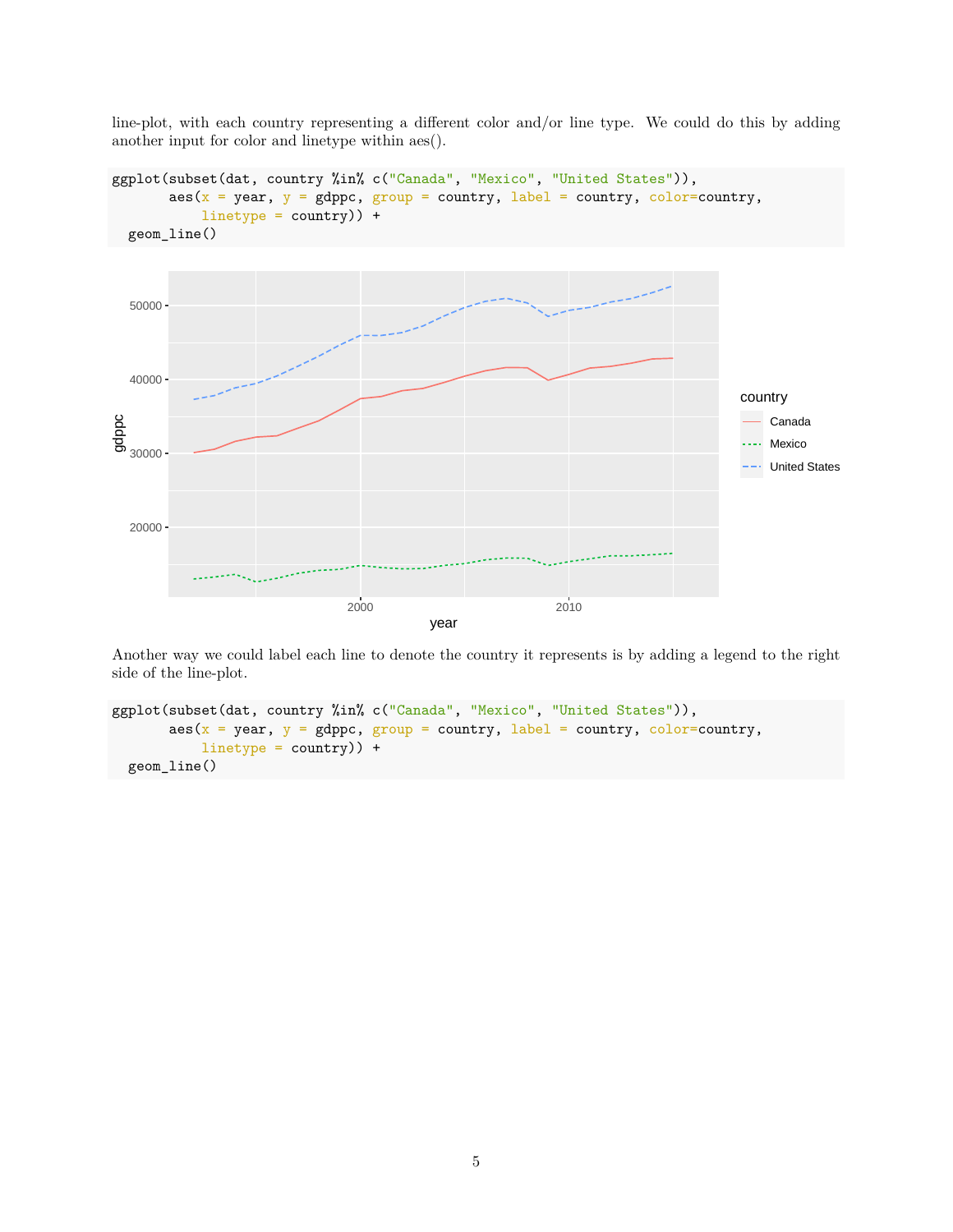line-plot, with each country representing a different color and/or line type. We could do this by adding another input for color and linetype within aes().

```
ggplot(subset(dat, country %in% c("Canada", "Mexico", "United States")),
       aes(x = year, y = gdppc, group = country, label = country, color=country,
           linetype = country)) +
  geom_line()
```

Another way we could label each line to denote the country it represents is by adding a legend to the right side of the line-plot.

```
ggplot(subset(dat, country %in% c("Canada", "Mexico", "United States")),
       aes(x = year, y = gdppc, group = country, label = country, color=country,
           linetype = country)) +
  geom_line()
```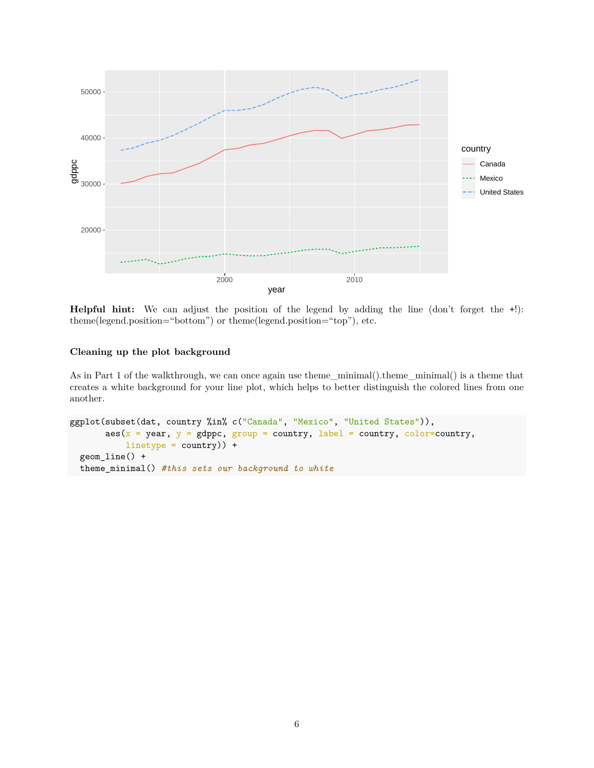**Helpful hint:** We can adjust the position of the legend by adding the line (don't forget the +!): theme(legend.position="bottom") or theme(legend.position="top"), etc.

### Cleaning up the plot background

As in Part 1 of the walkthrough, we can once again use theme_minimal().theme_minimal() is a theme that creates a white background for your line plot, which helps to better distinguish the colored lines from one another.

```
ggplot(subset(dat, country %in% c("Canada", "Mexico", "United States")),
       aes(x = year, y = gdppc, group = country, label = country, color=country,
           linetype = country)) +
  geom_line() +
  theme_minimal() #this sets our background to white
```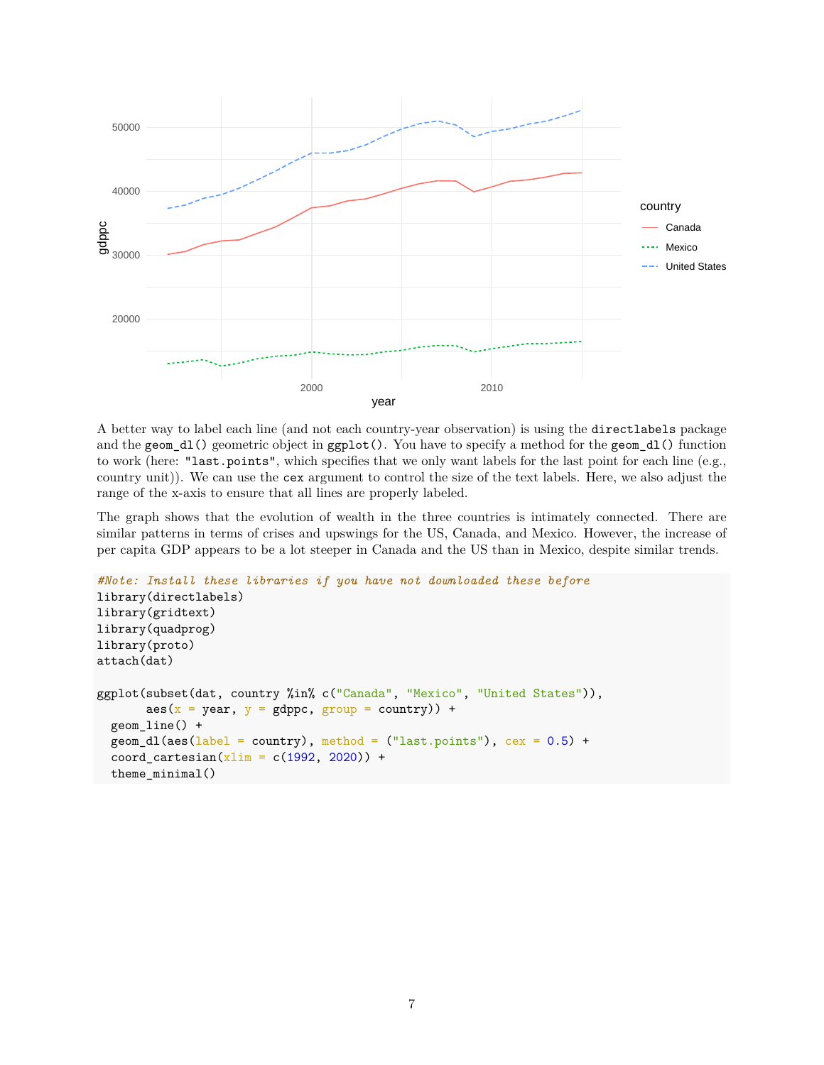A better way to label each line (and not each country-year observation) is using the `directlabels` package and the `geom_dl()` geometric object in `ggplot()`. You have to specify a method for the `geom_dl()` function to work (here: `"last.points"`, which specifies that we only want labels for the last point for each line (e.g., country unit)). We can use the `cex` argument to control the size of the text labels. Here, we also adjust the range of the x-axis to ensure that all lines are properly labeled.

The graph shows that the evolution of wealth in the three countries is intimately connected. There are similar patterns in terms of crises and upswings for the US, Canada, and Mexico. However, the increase of per capita GDP appears to be a lot steeper in Canada and the US than in Mexico, despite similar trends.

```
#Note: Install these libraries if you have not downloaded these before
library(directlabels)
library(gridtext)
library(quadprog)
library(proto)
attach(dat)

ggplot(subset(dat, country %in% c("Canada", "Mexico", "United States")),
       aes(x = year, y = gdppc, group = country)) +
  geom_line() +
  geom_dl(aes(label = country), method = ("last.points"), cex = 0.5) +
  coord_cartesian(xlim = c(1992, 2020)) +
  theme_minimal()
```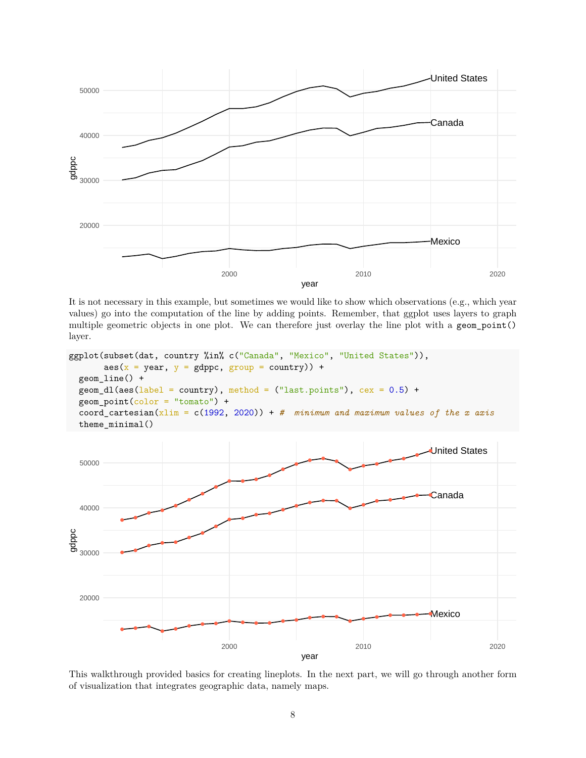United States
Canada
Mexico
50000
40000
30000
20000
gdppc
2000
2010
2020
year

It is not necessary in this example, but sometimes we would like to show which observations (e.g., which year values) go into the computation of the line by adding points. Remember, that ggplot uses layers to graph multiple geometric objects in one plot. We can therefore just overlay the line plot with a `geom_point()` layer.

```
ggplot(subset(dat, country %in% c("Canada", "Mexico", "United States")),
       aes(x = year, y = gdppc, group = country)) +
  geom_line() +
  geom_dl(aes(label = country), method = ("last.points"), cex = 0.5) +
  geom_point(color = "tomato") +
  coord_cartesian(xlim = c(1992, 2020)) + #  minimum and maximum values of the x axis
  theme_minimal()
```

United States
Canada
Mexico
50000
40000
30000
20000
gdppc
2000
2010
2020
year

This walkthrough provided basics for creating lineplots. In the next part, we will go through another form of visualization that integrates geographic data, namely maps.